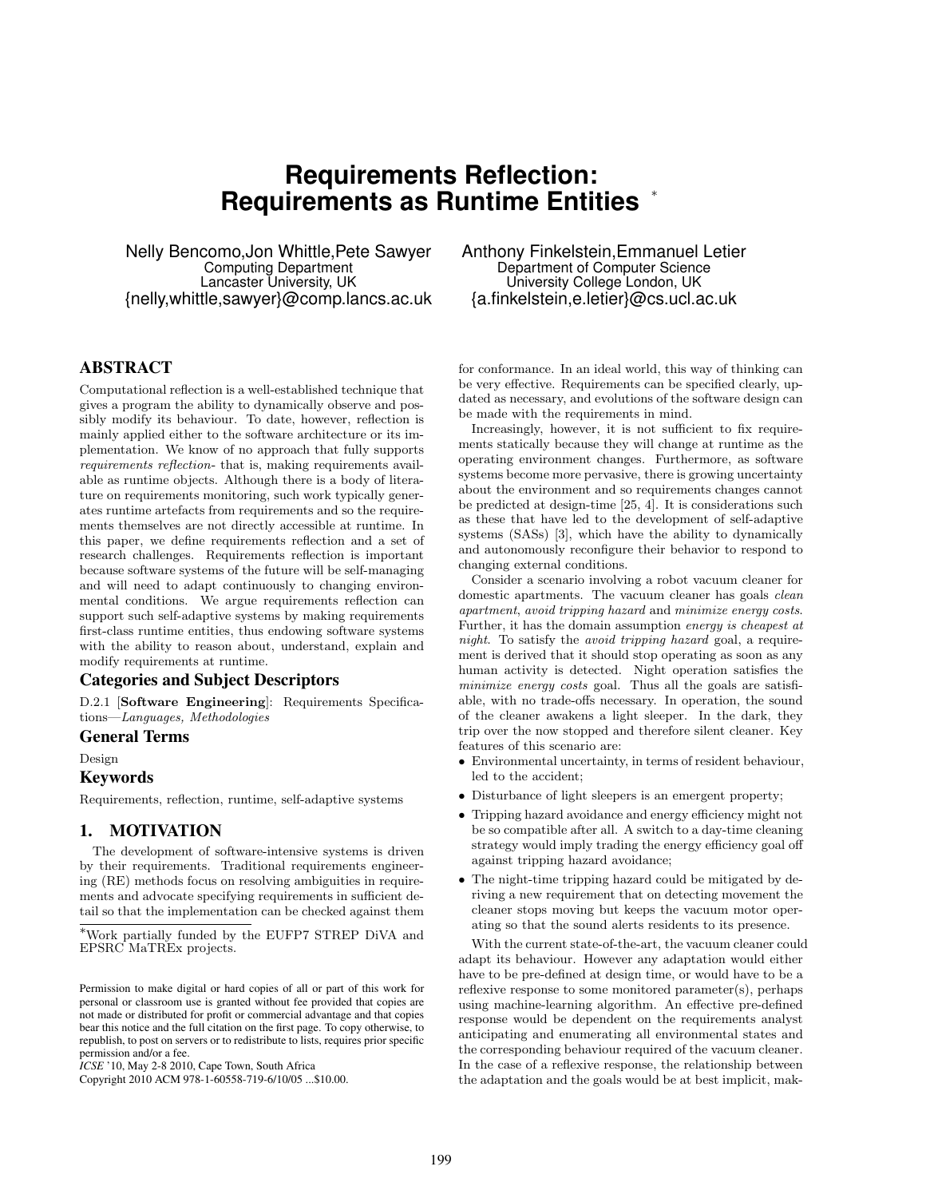# Requirements Reflection: Requirements as Runtime Entities *

Nelly Bencomo, Jon Whittle, Pete Sawyer
Computing Department
Lancaster University, UK
{nelly,whittle,sawyer}@comp.lancs.ac.uk

Anthony Finkelstein, Emmanuel Letier
Department of Computer Science
University College London, UK
{a.finkelstein,e.letier}@cs.ucl.ac.uk

## ABSTRACT

Computational reflection is a well-established technique that gives a program the ability to dynamically observe and possibly modify its behaviour. To date, however, reflection is mainly applied either to the software architecture or its implementation. We know of no approach that fully supports *requirements reflection*- that is, making requirements available as runtime objects. Although there is a body of literature on requirements monitoring, such work typically generates runtime artefacts from requirements and so the requirements themselves are not directly accessible at runtime. In this paper, we define requirements reflection and a set of research challenges. Requirements reflection is important because software systems of the future will be self-managing and will need to adapt continuously to changing environmental conditions. We argue requirements reflection can support such self-adaptive systems by making requirements first-class runtime entities, thus endowing software systems with the ability to reason about, understand, explain and modify requirements at runtime.

### Categories and Subject Descriptors

D.2.1 [**Software Engineering**]: Requirements Specifications—*Languages, Methodologies*

### General Terms

Design

### Keywords

Requirements, reflection, runtime, self-adaptive systems

## 1. MOTIVATION

The development of software-intensive systems is driven by their requirements. Traditional requirements engineering (RE) methods focus on resolving ambiguities in requirements and advocate specifying requirements in sufficient detail so that the implementation can be checked against them for conformance. In an ideal world, this way of thinking can be very effective. Requirements can be specified clearly, updated as necessary, and evolutions of the software design can be made with the requirements in mind.

Increasingly, however, it is not sufficient to fix requirements statically because they will change at runtime as the operating environment changes. Furthermore, as software systems become more pervasive, there is growing uncertainty about the environment and so requirements changes cannot be predicted at design-time [25, 4]. It is considerations such as these that have led to the development of self-adaptive systems (SASs) [3], which have the ability to dynamically and autonomously reconfigure their behavior to respond to changing external conditions.

Consider a scenario involving a robot vacuum cleaner for domestic apartments. The vacuum cleaner has goals *clean apartment*, *avoid tripping hazard* and *minimize energy costs*. Further, it has the domain assumption *energy is cheapest at night*. To satisfy the *avoid tripping hazard* goal, a requirement is derived that it should stop operating as soon as any human activity is detected. Night operation satisfies the *minimize energy costs* goal. Thus all the goals are satisfiable, with no trade-offs necessary. In operation, the sound of the cleaner awakens a light sleeper. In the dark, they trip over the now stopped and therefore silent cleaner. Key features of this scenario are:

- Environmental uncertainty, in terms of resident behaviour, led to the accident;
- Disturbance of light sleepers is an emergent property;
- Tripping hazard avoidance and energy efficiency might not be so compatible after all. A switch to a day-time cleaning strategy would imply trading the energy efficiency goal off against tripping hazard avoidance;
- The night-time tripping hazard could be mitigated by deriving a new requirement that on detecting movement the cleaner stops moving but keeps the vacuum motor operating so that the sound alerts residents to its presence.

With the current state-of-the-art, the vacuum cleaner could adapt its behaviour. However any adaptation would either have to be pre-defined at design time, or would have to be a reflexive response to some monitored parameter(s), perhaps using machine-learning algorithm. An effective pre-defined response would be dependent on the requirements analyst anticipating and enumerating all environmental states and the corresponding behaviour required of the vacuum cleaner. In the case of a reflexive response, the relationship between the adaptation and the goals would be at best implicit, mak-

*Work partially funded by the EUFP7 STREP DiVA and EPSRC MaTREx projects.

Permission to make digital or hard copies of all or part of this work for personal or classroom use is granted without fee provided that copies are not made or distributed for profit or commercial advantage and that copies bear this notice and the full citation on the first page. To copy otherwise, to republish, to post on servers or to redistribute to lists, requires prior specific permission and/or a fee.
*ICSE* '10, May 2-8 2010, Cape Town, South Africa
Copyright 2010 ACM 978-1-60558-719-6/10/05 ...$10.00.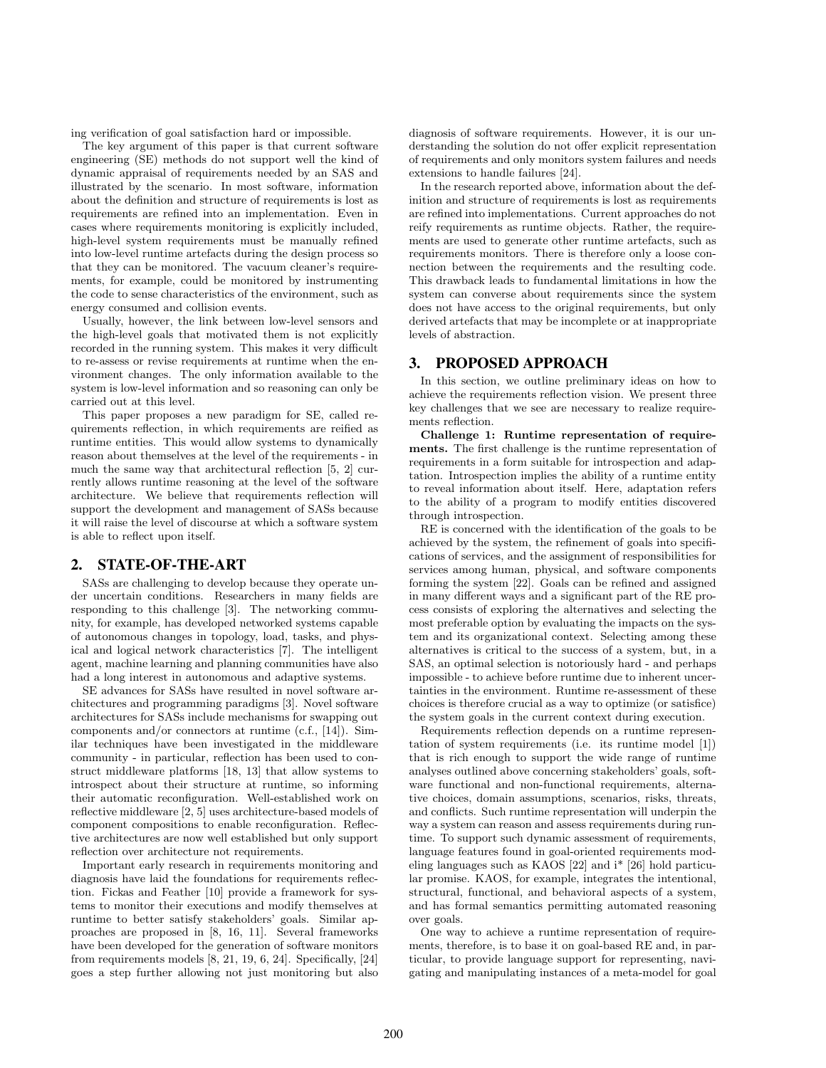ing verification of goal satisfaction hard or impossible.

The key argument of this paper is that current software engineering (SE) methods do not support well the kind of dynamic appraisal of requirements needed by an SAS and illustrated by the scenario. In most software, information about the definition and structure of requirements is lost as requirements are refined into an implementation. Even in cases where requirements monitoring is explicitly included, high-level system requirements must be manually refined into low-level runtime artefacts during the design process so that they can be monitored. The vacuum cleaner's requirements, for example, could be monitored by instrumenting the code to sense characteristics of the environment, such as energy consumed and collision events.

Usually, however, the link between low-level sensors and the high-level goals that motivated them is not explicitly recorded in the running system. This makes it very difficult to re-assess or revise requirements at runtime when the environment changes. The only information available to the system is low-level information and so reasoning can only be carried out at this level.

This paper proposes a new paradigm for SE, called requirements reflection, in which requirements are reified as runtime entities. This would allow systems to dynamically reason about themselves at the level of the requirements - in much the same way that architectural reflection [5, 2] currently allows runtime reasoning at the level of the software architecture. We believe that requirements reflection will support the development and management of SASs because it will raise the level of discourse at which a software system is able to reflect upon itself.

## 2. STATE-OF-THE-ART

SASs are challenging to develop because they operate under uncertain conditions. Researchers in many fields are responding to this challenge [3]. The networking community, for example, has developed networked systems capable of autonomous changes in topology, load, tasks, and physical and logical network characteristics [7]. The intelligent agent, machine learning and planning communities have also had a long interest in autonomous and adaptive systems.

SE advances for SASs have resulted in novel software architectures and programming paradigms [3]. Novel software architectures for SASs include mechanisms for swapping out components and/or connectors at runtime (c.f., [14]). Similar techniques have been investigated in the middleware community - in particular, reflection has been used to construct middleware platforms [18, 13] that allow systems to introspect about their structure at runtime, so informing their automatic reconfiguration. Well-established work on reflective middleware [2, 5] uses architecture-based models of component compositions to enable reconfiguration. Reflective architectures are now well established but only support reflection over architecture not requirements.

Important early research in requirements monitoring and diagnosis have laid the foundations for requirements reflection. Fickas and Feather [10] provide a framework for systems to monitor their executions and modify themselves at runtime to better satisfy stakeholders' goals. Similar approaches are proposed in [8, 16, 11]. Several frameworks have been developed for the generation of software monitors from requirements models [8, 21, 19, 6, 24]. Specifically, [24] goes a step further allowing not just monitoring but also diagnosis of software requirements. However, it is our understanding the solution do not offer explicit representation of requirements and only monitors system failures and needs extensions to handle failures [24].

In the research reported above, information about the definition and structure of requirements is lost as requirements are refined into implementations. Current approaches do not reify requirements as runtime objects. Rather, the requirements are used to generate other runtime artefacts, such as requirements monitors. There is therefore only a loose connection between the requirements and the resulting code. This drawback leads to fundamental limitations in how the system can converse about requirements since the system does not have access to the original requirements, but only derived artefacts that may be incomplete or at inappropriate levels of abstraction.

## 3. PROPOSED APPROACH

In this section, we outline preliminary ideas on how to achieve the requirements reflection vision. We present three key challenges that we see are necessary to realize requirements reflection.

**Challenge 1: Runtime representation of requirements.** The first challenge is the runtime representation of requirements in a form suitable for introspection and adaptation. Introspection implies the ability of a runtime entity to reveal information about itself. Here, adaptation refers to the ability of a program to modify entities discovered through introspection.

RE is concerned with the identification of the goals to be achieved by the system, the refinement of goals into specifications of services, and the assignment of responsibilities for services among human, physical, and software components forming the system [22]. Goals can be refined and assigned in many different ways and a significant part of the RE process consists of exploring the alternatives and selecting the most preferable option by evaluating the impacts on the system and its organizational context. Selecting among these alternatives is critical to the success of a system, but, in a SAS, an optimal selection is notoriously hard - and perhaps impossible - to achieve before runtime due to inherent uncertainties in the environment. Runtime re-assessment of these choices is therefore crucial as a way to optimize (or satisfice) the system goals in the current context during execution.

Requirements reflection depends on a runtime representation of system requirements (i.e. its runtime model [1]) that is rich enough to support the wide range of runtime analyses outlined above concerning stakeholders' goals, software functional and non-functional requirements, alternative choices, domain assumptions, scenarios, risks, threats, and conflicts. Such runtime representation will underpin the way a system can reason and assess requirements during runtime. To support such dynamic assessment of requirements, language features found in goal-oriented requirements modeling languages such as KAOS [22] and i* [26] hold particular promise. KAOS, for example, integrates the intentional, structural, functional, and behavioral aspects of a system, and has formal semantics permitting automated reasoning over goals.

One way to achieve a runtime representation of requirements, therefore, is to base it on goal-based RE and, in particular, to provide language support for representing, navigating and manipulating instances of a meta-model for goal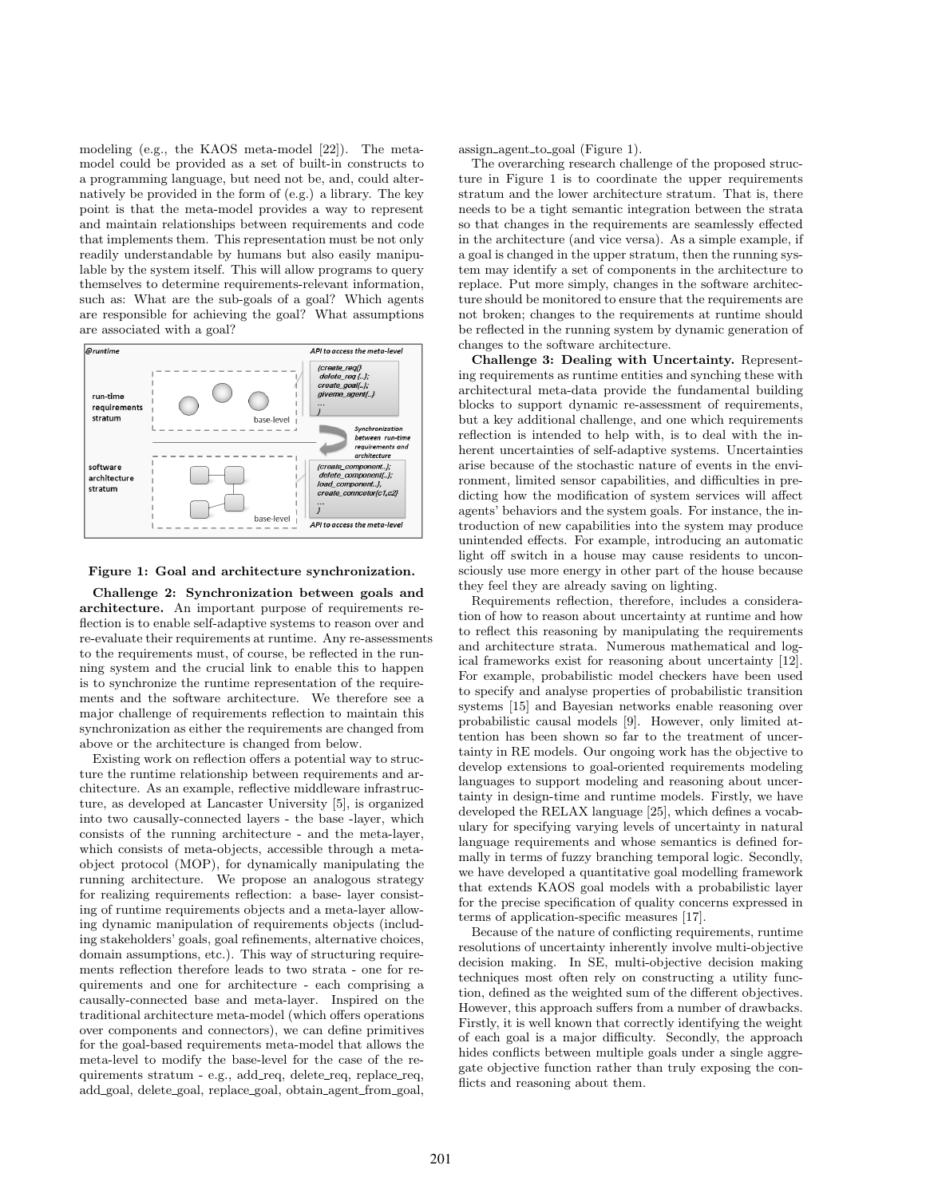modeling (e.g., the KAOS meta-model [22]). The meta-model could be provided as a set of built-in constructs to a programming language, but need not be, and, could alternatively be provided in the form of (e.g.) a library. The key point is that the meta-model provides a way to represent and maintain relationships between requirements and code that implements them. This representation must be not only readily understandable by humans but also easily manipulable by the system itself. This will allow programs to query themselves to determine requirements-relevant information, such as: What are the sub-goals of a goal? Which agents are responsible for achieving the goal? What assumptions are associated with a goal?

**Figure 1: Goal and architecture synchronization.**

**Challenge 2: Synchronization between goals and architecture.** An important purpose of requirements reflection is to enable self-adaptive systems to reason over and re-evaluate their requirements at runtime. Any re-assessments to the requirements must, of course, be reflected in the running system and the crucial link to enable this to happen is to synchronize the runtime representation of the requirements and the software architecture. We therefore see a major challenge of requirements reflection to maintain this synchronization as either the requirements are changed from above or the architecture is changed from below.

Existing work on reflection offers a potential way to structure the runtime relationship between requirements and architecture. As an example, reflective middleware infrastructure, as developed at Lancaster University [5], is organized into two causally-connected layers - the base -layer, which consists of the running architecture - and the meta-layer, which consists of meta-objects, accessible through a meta-object protocol (MOP), for dynamically manipulating the running architecture. We propose an analogous strategy for realizing requirements reflection: a base- layer consisting of runtime requirements objects and a meta-layer allowing dynamic manipulation of requirements objects (including stakeholders' goals, goal refinements, alternative choices, domain assumptions, etc.). This way of structuring requirements reflection therefore leads to two strata - one for requirements and one for architecture - each comprising a causally-connected base and meta-layer. Inspired on the traditional architecture meta-model (which offers operations over components and connectors), we can define primitives for the goal-based requirements meta-model that allows the meta-level to modify the base-level for the case of the requirements stratum - e.g., add_req, delete_req, replace_req, add_goal, delete_goal, replace_goal, obtain_agent_from_goal, assign_agent_to_goal (Figure 1).

The overarching research challenge of the proposed structure in Figure 1 is to coordinate the upper requirements stratum and the lower architecture stratum. That is, there needs to be a tight semantic integration between the strata so that changes in the requirements are seamlessly effected in the architecture (and vice versa). As a simple example, if a goal is changed in the upper stratum, then the running system may identify a set of components in the architecture to replace. Put more simply, changes in the software architecture should be monitored to ensure that the requirements are not broken; changes to the requirements at runtime should be reflected in the running system by dynamic generation of changes to the software architecture.

**Challenge 3: Dealing with Uncertainty.** Representing requirements as runtime entities and synching these with architectural meta-data provide the fundamental building blocks to support dynamic re-assessment of requirements, but a key additional challenge, and one which requirements reflection is intended to help with, is to deal with the inherent uncertainties of self-adaptive systems. Uncertainties arise because of the stochastic nature of events in the environment, limited sensor capabilities, and difficulties in predicting how the modification of system services will affect agents' behaviors and the system goals. For instance, the introduction of new capabilities into the system may produce unintended effects. For example, introducing an automatic light off switch in a house may cause residents to unconsciously use more energy in other part of the house because they feel they are already saving on lighting.

Requirements reflection, therefore, includes a consideration of how to reason about uncertainty at runtime and how to reflect this reasoning by manipulating the requirements and architecture strata. Numerous mathematical and logical frameworks exist for reasoning about uncertainty [12]. For example, probabilistic model checkers have been used to specify and analyse properties of probabilistic transition systems [15] and Bayesian networks enable reasoning over probabilistic causal models [9]. However, only limited attention has been shown so far to the treatment of uncertainty in RE models. Our ongoing work has the objective to develop extensions to goal-oriented requirements modeling languages to support modeling and reasoning about uncertainty in design-time and runtime models. Firstly, we have developed the RELAX language [25], which defines a vocabulary for specifying varying levels of uncertainty in natural language requirements and whose semantics is defined formally in terms of fuzzy branching temporal logic. Secondly, we have developed a quantitative goal modelling framework that extends KAOS goal models with a probabilistic layer for the precise specification of quality concerns expressed in terms of application-specific measures [17].

Because of the nature of conflicting requirements, runtime resolutions of uncertainty inherently involve multi-objective decision making. In SE, multi-objective decision making techniques most often rely on constructing a utility function, defined as the weighted sum of the different objectives. However, this approach suffers from a number of drawbacks. Firstly, it is well known that correctly identifying the weight of each goal is a major difficulty. Secondly, the approach hides conflicts between multiple goals under a single aggregate objective function rather than truly exposing the conflicts and reasoning about them.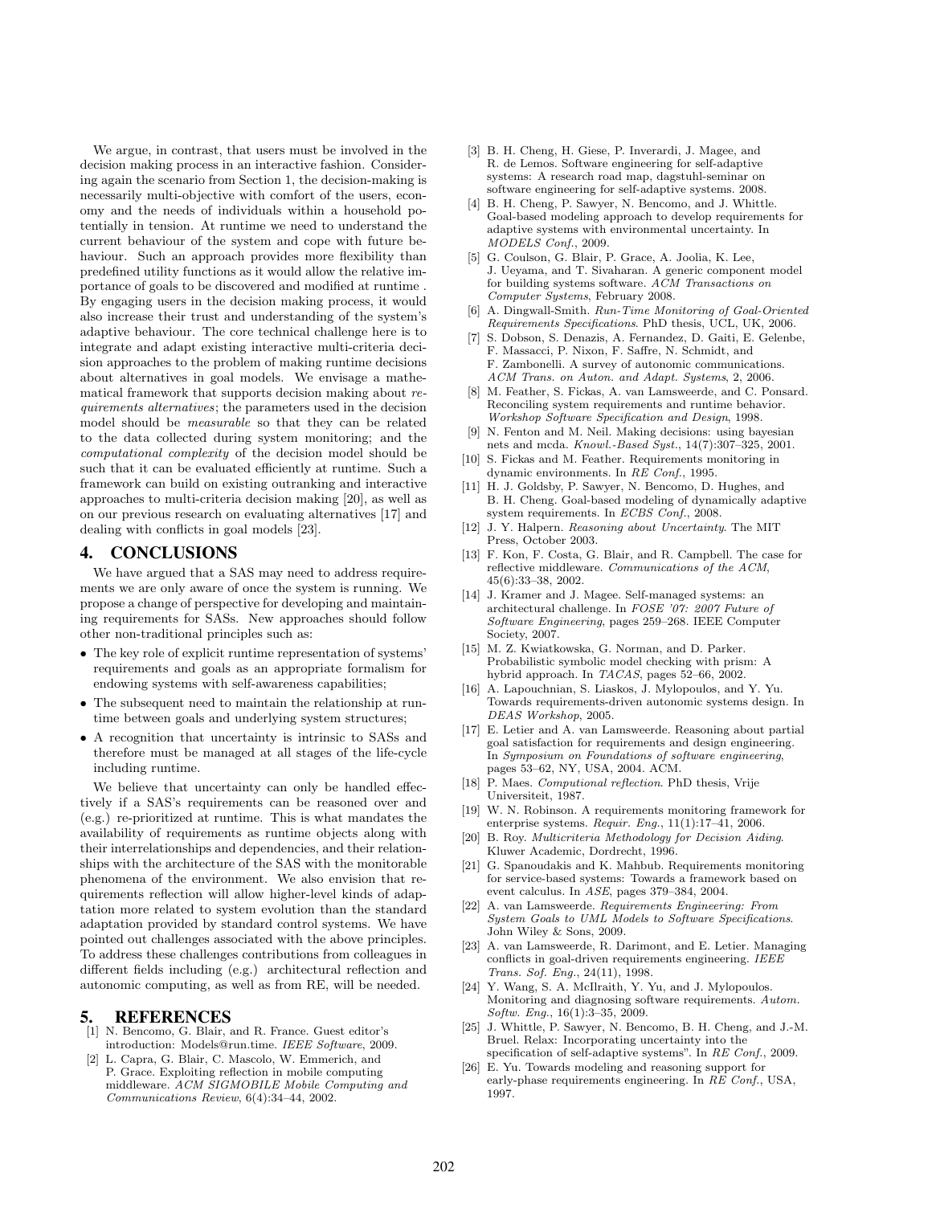We argue, in contrast, that users must be involved in the decision making process in an interactive fashion. Considering again the scenario from Section 1, the decision-making is necessarily multi-objective with comfort of the users, economy and the needs of individuals within a household potentially in tension. At runtime we need to understand the current behaviour of the system and cope with future behaviour. Such an approach provides more flexibility than predefined utility functions as it would allow the relative importance of goals to be discovered and modified at runtime . By engaging users in the decision making process, it would also increase their trust and understanding of the system's adaptive behaviour. The core technical challenge here is to integrate and adapt existing interactive multi-criteria decision approaches to the problem of making runtime decisions about alternatives in goal models. We envisage a mathematical framework that supports decision making about *requirements alternatives*; the parameters used in the decision model should be *measurable* so that they can be related to the data collected during system monitoring; and the *computational complexity* of the decision model should be such that it can be evaluated efficiently at runtime. Such a framework can build on existing outranking and interactive approaches to multi-criteria decision making [20], as well as on our previous research on evaluating alternatives [17] and dealing with conflicts in goal models [23].

## 4. CONCLUSIONS

We have argued that a SAS may need to address requirements we are only aware of once the system is running. We propose a change of perspective for developing and maintaining requirements for SASs. New approaches should follow other non-traditional principles such as:

- The key role of explicit runtime representation of systems' requirements and goals as an appropriate formalism for endowing systems with self-awareness capabilities;
- The subsequent need to maintain the relationship at runtime between goals and underlying system structures;
- A recognition that uncertainty is intrinsic to SASs and therefore must be managed at all stages of the life-cycle including runtime.

We believe that uncertainty can only be handled effectively if a SAS's requirements can be reasoned over and (e.g.) re-prioritized at runtime. This is what mandates the availability of requirements as runtime objects along with their interrelationships and dependencies, and their relationships with the architecture of the SAS with the monitorable phenomena of the environment. We also envision that requirements reflection will allow higher-level kinds of adaptation more related to system evolution than the standard adaptation provided by standard control systems. We have pointed out challenges associated with the above principles. To address these challenges contributions from colleagues in different fields including (e.g.) architectural reflection and autonomic computing, as well as from RE, will be needed.

## 5. REFERENCES

[1] N. Bencomo, G. Blair, and R. France. Guest editor's introduction: Models@run.time. *IEEE Software*, 2009.

[2] L. Capra, G. Blair, C. Mascolo, W. Emmerich, and P. Grace. Exploiting reflection in mobile computing middleware. *ACM SIGMOBILE Mobile Computing and Communications Review*, 6(4):34–44, 2002.

[3] B. H. Cheng, H. Giese, P. Inverardi, J. Magee, and R. de Lemos. Software engineering for self-adaptive systems: A research road map, dagstuhl-seminar on software engineering for self-adaptive systems. 2008.

[4] B. H. Cheng, P. Sawyer, N. Bencomo, and J. Whittle. Goal-based modeling approach to develop requirements for adaptive systems with environmental uncertainty. In *MODELS Conf.*, 2009.

[5] G. Coulson, G. Blair, P. Grace, A. Joolia, K. Lee, J. Ueyama, and T. Sivaharan. A generic component model for building systems software. *ACM Transactions on Computer Systems*, February 2008.

[6] A. Dingwall-Smith. *Run-Time Monitoring of Goal-Oriented Requirements Specifications*. PhD thesis, UCL, UK, 2006.

[7] S. Dobson, S. Denazis, A. Fernandez, D. Gaiti, E. Gelenbe, F. Massacci, P. Nixon, F. Saffre, N. Schmidt, and F. Zambonelli. A survey of autonomic communications. *ACM Trans. on Auton. and Adapt. Systems*, 2, 2006.

[8] M. Feather, S. Fickas, A. van Lamsweerde, and C. Ponsard. Reconciling system requirements and runtime behavior. *Workshop Software Specification and Design*, 1998.

[9] N. Fenton and M. Neil. Making decisions: using bayesian nets and mcda. *Knowl.-Based Syst.*, 14(7):307–325, 2001.

[10] S. Fickas and M. Feather. Requirements monitoring in dynamic environments. In *RE Conf.*, 1995.

[11] H. J. Goldsby, P. Sawyer, N. Bencomo, D. Hughes, and B. H. Cheng. Goal-based modeling of dynamically adaptive system requirements. In *ECBS Conf.*, 2008.

[12] J. Y. Halpern. *Reasoning about Uncertainty*. The MIT Press, October 2003.

[13] F. Kon, F. Costa, G. Blair, and R. Campbell. The case for reflective middleware. *Communications of the ACM*, 45(6):33–38, 2002.

[14] J. Kramer and J. Magee. Self-managed systems: an architectural challenge. In *FOSE '07: 2007 Future of Software Engineering*, pages 259–268. IEEE Computer Society, 2007.

[15] M. Z. Kwiatkowska, G. Norman, and D. Parker. Probabilistic symbolic model checking with prism: A hybrid approach. In *TACAS*, pages 52–66, 2002.

[16] A. Lapouchnian, S. Liaskos, J. Mylopoulos, and Y. Yu. Towards requirements-driven autonomic systems design. In *DEAS Workshop*, 2005.

[17] E. Letier and A. van Lamsweerde. Reasoning about partial goal satisfaction for requirements and design engineering. In *Symposium on Foundations of software engineering*, pages 53–62, NY, USA, 2004. ACM.

[18] P. Maes. *Computional reflection*. PhD thesis, Vrije Universiteit, 1987.

[19] W. N. Robinson. A requirements monitoring framework for enterprise systems. *Requir. Eng.*, 11(1):17–41, 2006.

[20] B. Roy. *Multicriteria Methodology for Decision Aiding*. Kluwer Academic, Dordrecht, 1996.

[21] G. Spanoudakis and K. Mahbub. Requirements monitoring for service-based systems: Towards a framework based on event calculus. In *ASE*, pages 379–384, 2004.

[22] A. van Lamsweerde. *Requirements Engineering: From System Goals to UML Models to Software Specifications*. John Wiley & Sons, 2009.

[23] A. van Lamsweerde, R. Darimont, and E. Letier. Managing conflicts in goal-driven requirements engineering. *IEEE Trans. Sof. Eng.*, 24(11), 1998.

[24] Y. Wang, S. A. McIlraith, Y. Yu, and J. Mylopoulos. Monitoring and diagnosing software requirements. *Autom. Softw. Eng.*, 16(1):3–35, 2009.

[25] J. Whittle, P. Sawyer, N. Bencomo, B. H. Cheng, and J.-M. Bruel. Relax: Incorporating uncertainty into the specification of self-adaptive systems". In *RE Conf.*, 2009.

[26] E. Yu. Towards modeling and reasoning support for early-phase requirements engineering. In *RE Conf.*, USA, 1997.